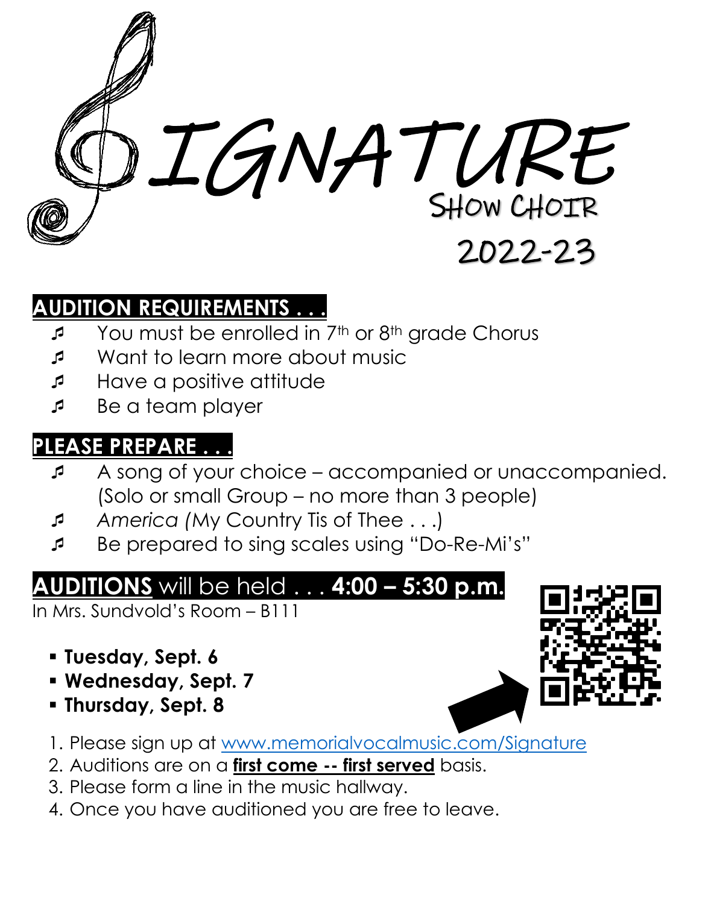# SIGNATURE

## SHOW CHOIR

## 2022-23

## AUDITION REQUIREMENTS . . .

- You must be enrolled in 7th or 8th grade Chorus
- Want to learn more about music
- Have a positive attitude
- Be a team player

## PLEASE PREPARE . . .

- A song of your choice – accompanied or unaccompanied. (Solo or small Group – no more than 3 people)
- *America* (My Country Tis of Thee . . .)
- Be prepared to sing scales using "Do-Re-Mi's"

## AUDITIONS will be held . . . 4:00 – 5:30 p.m.

In Mrs. Sundvold's Room – B111

- **Tuesday, Sept. 6**
- **Wednesday, Sept. 7**
- **Thursday, Sept. 8**

1. Please sign up at www.memorialvocalmusic.com/Signature
2. Auditions are on a **first come -- first served** basis.
3. Please form a line in the music hallway.
4. Once you have auditioned you are free to leave.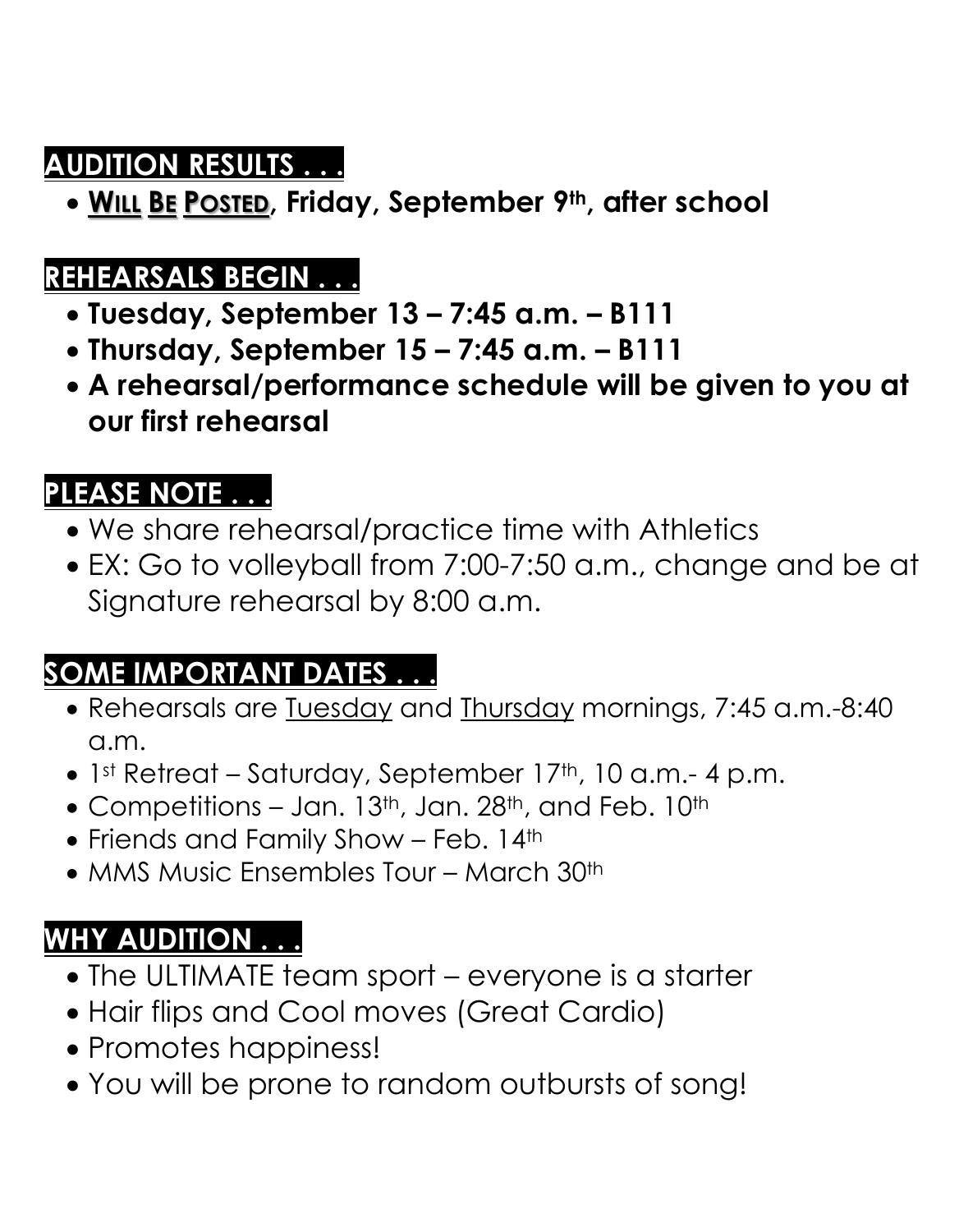## AUDITION RESULTS . . .

- **<u>WILL BE POSTED</u>, Friday, September 9th, after school**

## REHEARSALS BEGIN . . .

- **Tuesday, September 13 – 7:45 a.m. – B111**
- **Thursday, September 15 – 7:45 a.m. – B111**
- **A rehearsal/performance schedule will be given to you at our first rehearsal**

## PLEASE NOTE . . .

- We share rehearsal/practice time with Athletics
- EX: Go to volleyball from 7:00-7:50 a.m., change and be at Signature rehearsal by 8:00 a.m.

## SOME IMPORTANT DATES . . .

- Rehearsals are <u>Tuesday</u> and <u>Thursday</u> mornings, 7:45 a.m.-8:40 a.m.
- 1st Retreat – Saturday, September 17th, 10 a.m.- 4 p.m.
- Competitions – Jan. 13th, Jan. 28th, and Feb. 10th
- Friends and Family Show – Feb. 14th
- MMS Music Ensembles Tour – March 30th

## WHY AUDITION . . .

- The ULTIMATE team sport – everyone is a starter
- Hair flips and Cool moves (Great Cardio)
- Promotes happiness!
- You will be prone to random outbursts of song!